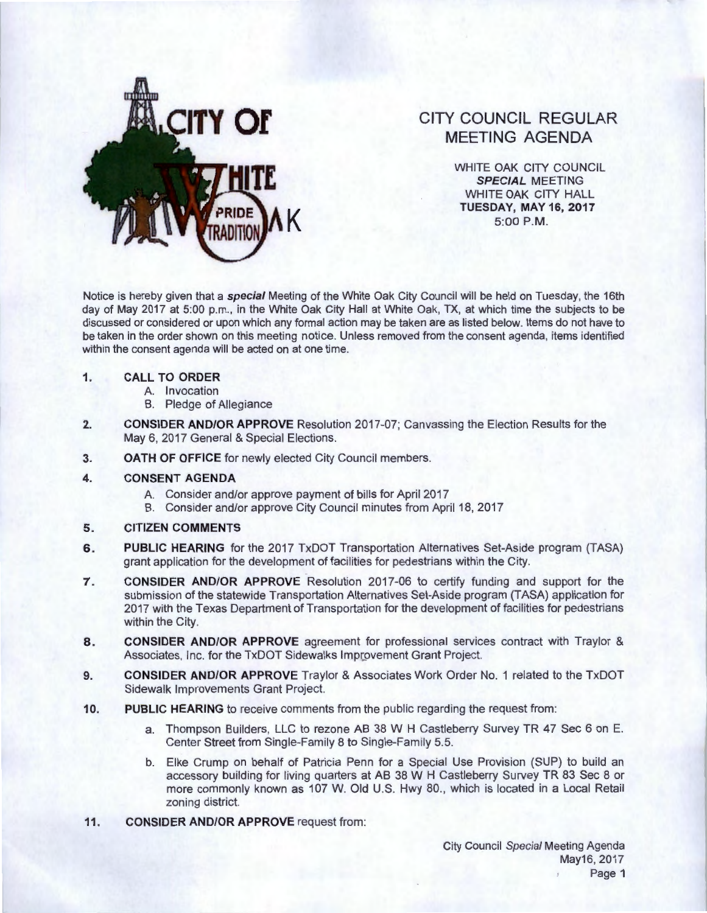# CITY COUNCIL REGULAR MEETING AGENDA

WHITE OAK CITY COUNCIL
***SPECIAL*** MEETING
WHITE OAK CITY HALL
**TUESDAY, MAY 16, 2017**
5:00 P.M.

Notice is hereby given that a ***special*** Meeting of the White Oak City Council will be held on Tuesday, the 16th day of May 2017 at 5:00 p.m., in the White Oak City Hall at White Oak, TX, at which time the subjects to be discussed or considered or upon which any formal action may be taken are as listed below. Items do not have to be taken in the order shown on this meeting notice. Unless removed from the consent agenda, items identified within the consent agenda will be acted on at one time.

1. **CALL TO ORDER**
   A. Invocation
   B. Pledge of Allegiance

2. **CONSIDER AND/OR APPROVE** Resolution 2017-07; Canvassing the Election Results for the May 6, 2017 General & Special Elections.

3. **OATH OF OFFICE** for newly elected City Council members.

4. **CONSENT AGENDA**
   A. Consider and/or approve payment of bills for April 2017
   B. Consider and/or approve City Council minutes from April 18, 2017

5. **CITIZEN COMMENTS**

6. **PUBLIC HEARING** for the 2017 TxDOT Transportation Alternatives Set-Aside program (TASA) grant application for the development of facilities for pedestrians within the City.

7. **CONSIDER AND/OR APPROVE** Resolution 2017-06 to certify funding and support for the submission of the statewide Transportation Alternatives Set-Aside program (TASA) application for 2017 with the Texas Department of Transportation for the development of facilities for pedestrians within the City.

8. **CONSIDER AND/OR APPROVE** agreement for professional services contract with Traylor & Associates, Inc. for the TxDOT Sidewalks Improvement Grant Project.

9. **CONSIDER AND/OR APPROVE** Traylor & Associates Work Order No. 1 related to the TxDOT Sidewalk Improvements Grant Project.

10. **PUBLIC HEARING** to receive comments from the public regarding the request from:
    a. Thompson Builders, LLC to rezone AB 38 W H Castleberry Survey TR 47 Sec 6 on E. Center Street from Single-Family 8 to Single-Family 5.5.
    b. Elke Crump on behalf of Patricia Penn for a Special Use Provision (SUP) to build an accessory building for living quarters at AB 38 W H Castleberry Survey TR 83 Sec 8 or more commonly known as 107 W. Old U.S. Hwy 80., which is located in a Local Retail zoning district.

11. **CONSIDER AND/OR APPROVE** request from: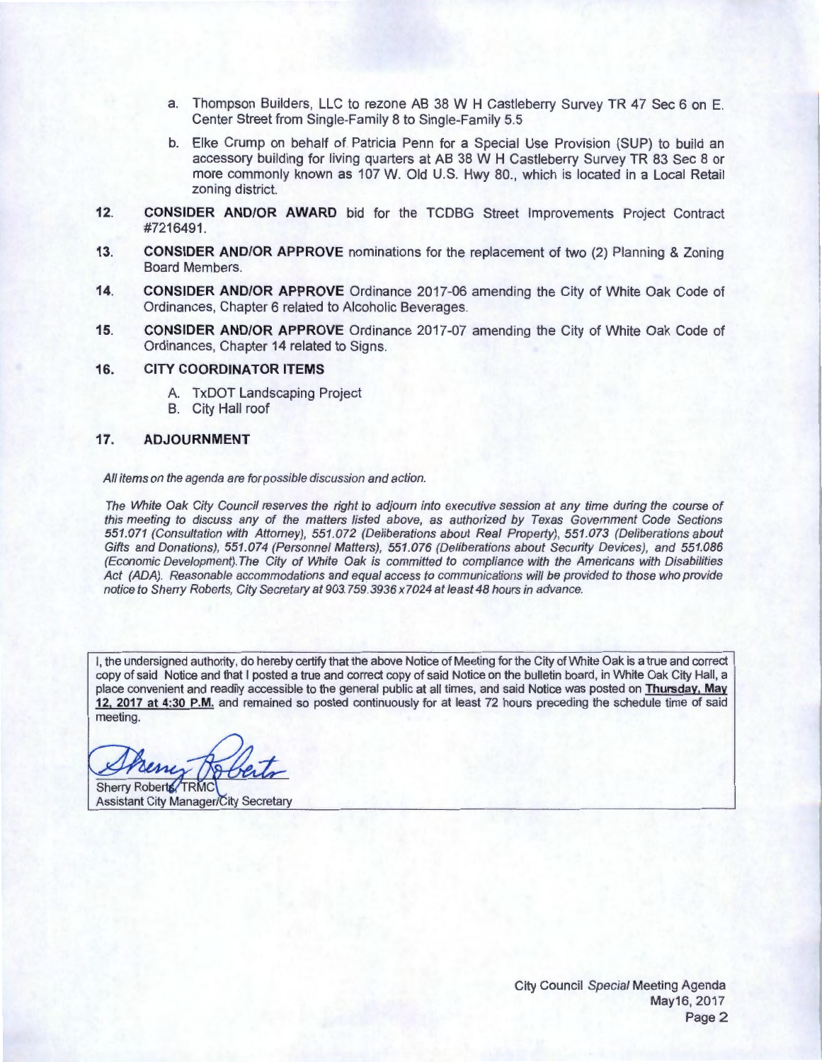a. Thompson Builders, LLC to rezone AB 38 W H Castleberry Survey TR 47 Sec 6 on E. Center Street from Single-Family 8 to Single-Family 5.5

b. Elke Crump on behalf of Patricia Penn for a Special Use Provision (SUP) to build an accessory building for living quarters at AB 38 W H Castleberry Survey TR 83 Sec 8 or more commonly known as 107 W. Old U.S. Hwy 80., which is located in a Local Retail zoning district.

12. **CONSIDER AND/OR AWARD** bid for the TCDBG Street Improvements Project Contract #7216491.

13. **CONSIDER AND/OR APPROVE** nominations for the replacement of two (2) Planning & Zoning Board Members.

14. **CONSIDER AND/OR APPROVE** Ordinance 2017-06 amending the City of White Oak Code of Ordinances, Chapter 6 related to Alcoholic Beverages.

15. **CONSIDER AND/OR APPROVE** Ordinance 2017-07 amending the City of White Oak Code of Ordinances, Chapter 14 related to Signs.

16. **CITY COORDINATOR ITEMS**

    A. TxDOT Landscaping Project
    B. City Hall roof

17. **ADJOURNMENT**

*All items on the agenda are for possible discussion and action.*

*The White Oak City Council reserves the right to adjourn into executive session at any time during the course of this meeting to discuss any of the matters listed above, as authorized by Texas Government Code Sections 551.071 (Consultation with Attorney), 551.072 (Deliberations about Real Property), 551.073 (Deliberations about Gifts and Donations), 551.074 (Personnel Matters), 551.076 (Deliberations about Security Devices), and 551.086 (Economic Development).The City of White Oak is committed to compliance with the Americans with Disabilities Act (ADA). Reasonable accommodations and equal access to communications will be provided to those who provide notice to Sherry Roberts, City Secretary at 903.759.3936 x7024 at least 48 hours in advance.*

I, the undersigned authority, do hereby certify that the above Notice of Meeting for the City of White Oak is a true and correct copy of said Notice and that I posted a true and correct copy of said Notice on the bulletin board, in White Oak City Hall, a place convenient and readily accessible to the general public at all times, and said Notice was posted on **Thursday, May 12, 2017 at 4:30 P.M.** and remained so posted continuously for at least 72 hours preceding the schedule time of said meeting.

Sherry Roberts, TRMC
Assistant City Manager/City Secretary

City Council *Special* Meeting Agenda
May16, 2017